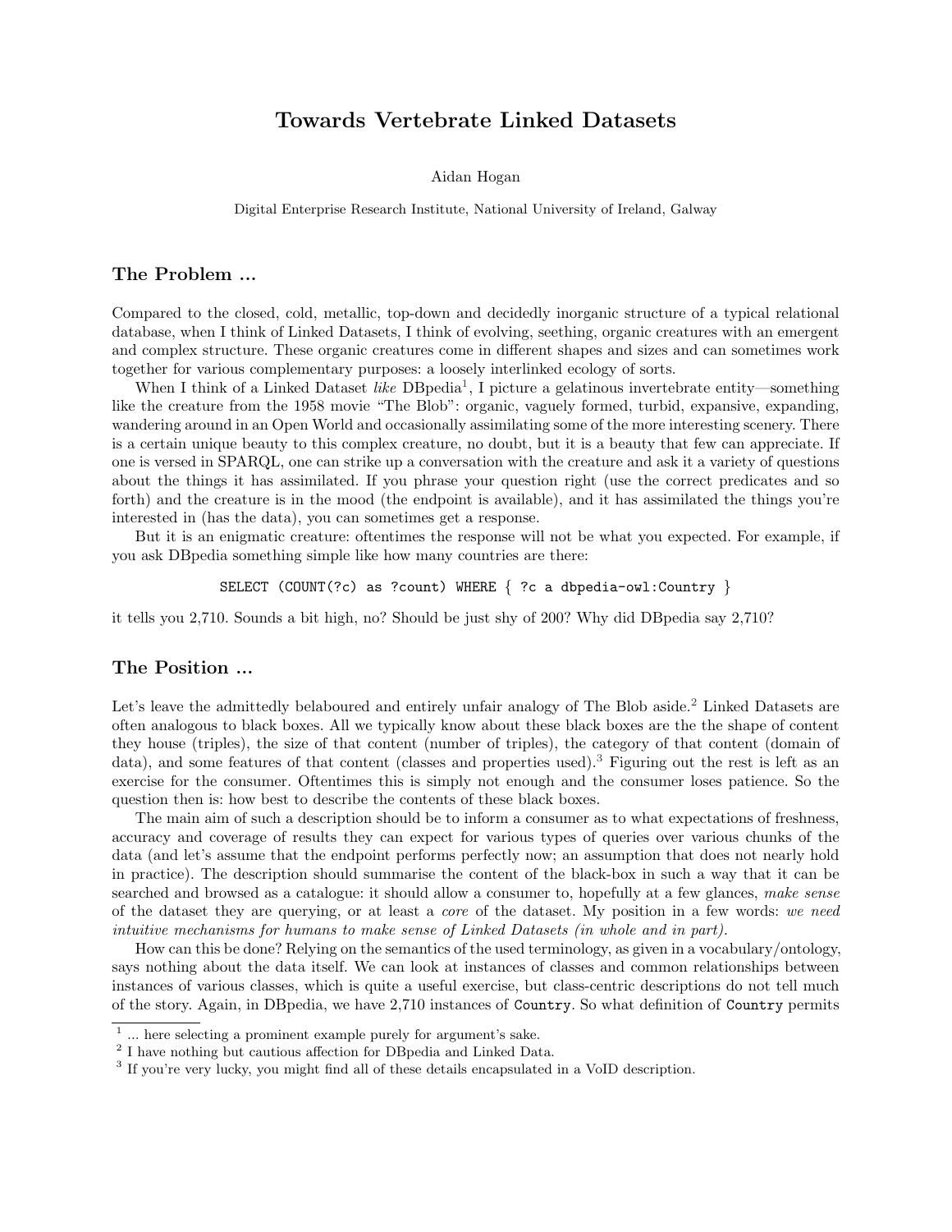# Towards Vertebrate Linked Datasets

Aidan Hogan

Digital Enterprise Research Institute, National University of Ireland, Galway

## The Problem ...

Compared to the closed, cold, metallic, top-down and decidedly inorganic structure of a typical relational database, when I think of Linked Datasets, I think of evolving, seething, organic creatures with an emergent and complex structure. These organic creatures come in different shapes and sizes and can sometimes work together for various complementary purposes: a loosely interlinked ecology of sorts.

When I think of a Linked Dataset *like* DBpedia[1], I picture a gelatinous invertebrate entity—something like the creature from the 1958 movie "The Blob": organic, vaguely formed, turbid, expansive, expanding, wandering around in an Open World and occasionally assimilating some of the more interesting scenery. There is a certain unique beauty to this complex creature, no doubt, but it is a beauty that few can appreciate. If one is versed in SPARQL, one can strike up a conversation with the creature and ask it a variety of questions about the things it has assimilated. If you phrase your question right (use the correct predicates and so forth) and the creature is in the mood (the endpoint is available), and it has assimilated the things you're interested in (has the data), you can sometimes get a response.

But it is an enigmatic creature: oftentimes the response will not be what you expected. For example, if you ask DBpedia something simple like how many countries are there:

```
SELECT (COUNT(?c) as ?count) WHERE { ?c a dbpedia-owl:Country }
```

it tells you 2,710. Sounds a bit high, no? Should be just shy of 200? Why did DBpedia say 2,710?

## The Position ...

Let's leave the admittedly belaboured and entirely unfair analogy of The Blob aside.[2] Linked Datasets are often analogous to black boxes. All we typically know about these black boxes are the the shape of content they house (triples), the size of that content (number of triples), the category of that content (domain of data), and some features of that content (classes and properties used).[3] Figuring out the rest is left as an exercise for the consumer. Oftentimes this is simply not enough and the consumer loses patience. So the question then is: how best to describe the contents of these black boxes.

The main aim of such a description should be to inform a consumer as to what expectations of freshness, accuracy and coverage of results they can expect for various types of queries over various chunks of the data (and let's assume that the endpoint performs perfectly now; an assumption that does not nearly hold in practice). The description should summarise the content of the black-box in such a way that it can be searched and browsed as a catalogue: it should allow a consumer to, hopefully at a few glances, *make sense* of the dataset they are querying, or at least a *core* of the dataset. My position in a few words: *we need intuitive mechanisms for humans to make sense of Linked Datasets (in whole and in part).*

How can this be done? Relying on the semantics of the used terminology, as given in a vocabulary/ontology, says nothing about the data itself. We can look at instances of classes and common relationships between instances of various classes, which is quite a useful exercise, but class-centric descriptions do not tell much of the story. Again, in DBpedia, we have 2,710 instances of `Country`. So what definition of `Country` permits

---

[1] ... here selecting a prominent example purely for argument's sake.

[2] I have nothing but cautious affection for DBpedia and Linked Data.

[3] If you're very lucky, you might find all of these details encapsulated in a VoID description.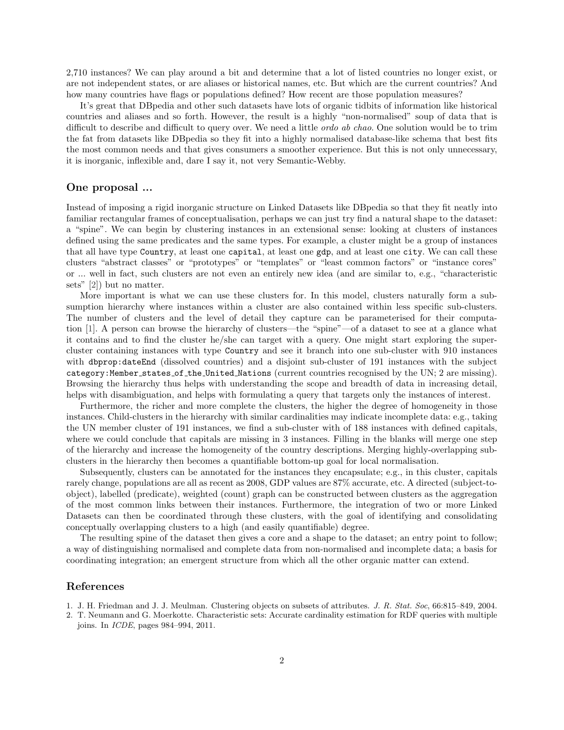2,710 instances? We can play around a bit and determine that a lot of listed countries no longer exist, or are not independent states, or are aliases or historical names, etc. But which are the current countries? And how many countries have flags or populations defined? How recent are those population measures?

It's great that DBpedia and other such datasets have lots of organic tidbits of information like historical countries and aliases and so forth. However, the result is a highly "non-normalised" soup of data that is difficult to describe and difficult to query over. We need a little *ordo ab chao*. One solution would be to trim the fat from datasets like DBpedia so they fit into a highly normalised database-like schema that best fits the most common needs and that gives consumers a smoother experience. But this is not only unnecessary, it is inorganic, inflexible and, dare I say it, not very Semantic-Webby.

## One proposal ...

Instead of imposing a rigid inorganic structure on Linked Datasets like DBpedia so that they fit neatly into familiar rectangular frames of conceptualisation, perhaps we can just try find a natural shape to the dataset: a "spine". We can begin by clustering instances in an extensional sense: looking at clusters of instances defined using the same predicates and the same types. For example, a cluster might be a group of instances that all have type `Country`, at least one `capital`, at least one `gdp`, and at least one `city`. We can call these clusters "abstract classes" or "prototypes" or "templates" or "least common factors" or "instance cores" or ... well in fact, such clusters are not even an entirely new idea (and are similar to, e.g., "characteristic sets" [2]) but no matter.

More important is what we can use these clusters for. In this model, clusters naturally form a subsumption hierarchy where instances within a cluster are also contained within less specific sub-clusters. The number of clusters and the level of detail they capture can be parameterised for their computation [1]. A person can browse the hierarchy of clusters—the "spine"—of a dataset to see at a glance what it contains and to find the cluster he/she can target with a query. One might start exploring the super-cluster containing instances with type `Country` and see it branch into one sub-cluster with 910 instances with `dbprop:dateEnd` (dissolved countries) and a disjoint sub-cluster of 191 instances with the subject `category:Member_states_of_the_United_Nations` (current countries recognised by the UN; 2 are missing). Browsing the hierarchy thus helps with understanding the scope and breadth of data in increasing detail, helps with disambiguation, and helps with formulating a query that targets only the instances of interest.

Furthermore, the richer and more complete the clusters, the higher the degree of homogeneity in those instances. Child-clusters in the hierarchy with similar cardinalities may indicate incomplete data: e.g., taking the UN member cluster of 191 instances, we find a sub-cluster with of 188 instances with defined capitals, where we could conclude that capitals are missing in 3 instances. Filling in the blanks will merge one step of the hierarchy and increase the homogeneity of the country descriptions. Merging highly-overlapping sub-clusters in the hierarchy then becomes a quantifiable bottom-up goal for local normalisation.

Subsequently, clusters can be annotated for the instances they encapsulate; e.g., in this cluster, capitals rarely change, populations are all as recent as 2008, GDP values are 87% accurate, etc. A directed (subject-to-object), labelled (predicate), weighted (count) graph can be constructed between clusters as the aggregation of the most common links between their instances. Furthermore, the integration of two or more Linked Datasets can then be coordinated through these clusters, with the goal of identifying and consolidating conceptually overlapping clusters to a high (and easily quantifiable) degree.

The resulting spine of the dataset then gives a core and a shape to the dataset; an entry point to follow; a way of distinguishing normalised and complete data from non-normalised and incomplete data; a basis for coordinating integration; an emergent structure from which all the other organic matter can extend.

## References

1. J. H. Friedman and J. J. Meulman. Clustering objects on subsets of attributes. *J. R. Stat. Soc*, 66:815–849, 2004.
2. T. Neumann and G. Moerkotte. Characteristic sets: Accurate cardinality estimation for RDF queries with multiple joins. In *ICDE*, pages 984–994, 2011.